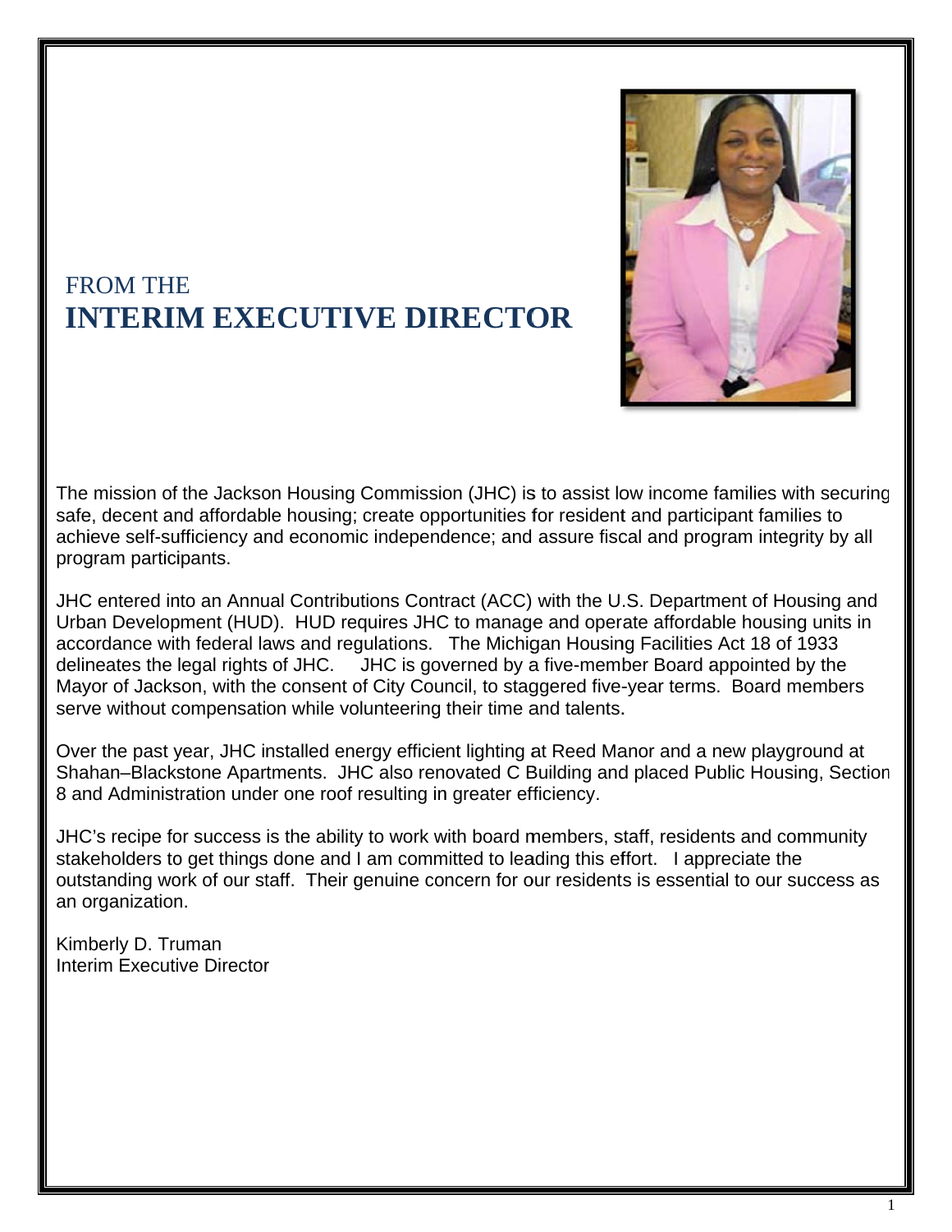# FROM THE
# **INTERIM EXECUTIVE DIRECTOR**

The mission of the Jackson Housing Commission (JHC) is to assist low income families with securing safe, decent and affordable housing; create opportunities for resident and participant families to achieve self-sufficiency and economic independence; and assure fiscal and program integrity by all program participants.

JHC entered into an Annual Contributions Contract (ACC) with the U.S. Department of Housing and Urban Development (HUD). HUD requires JHC to manage and operate affordable housing units in accordance with federal laws and regulations. The Michigan Housing Facilities Act 18 of 1933 delineates the legal rights of JHC. JHC is governed by a five-member Board appointed by the Mayor of Jackson, with the consent of City Council, to staggered five-year terms. Board members serve without compensation while volunteering their time and talents.

Over the past year, JHC installed energy efficient lighting at Reed Manor and a new playground at Shahan–Blackstone Apartments. JHC also renovated C Building and placed Public Housing, Section 8 and Administration under one roof resulting in greater efficiency.

JHC's recipe for success is the ability to work with board members, staff, residents and community stakeholders to get things done and I am committed to leading this effort. I appreciate the outstanding work of our staff. Their genuine concern for our residents is essential to our success as an organization.

Kimberly D. Truman
Interim Executive Director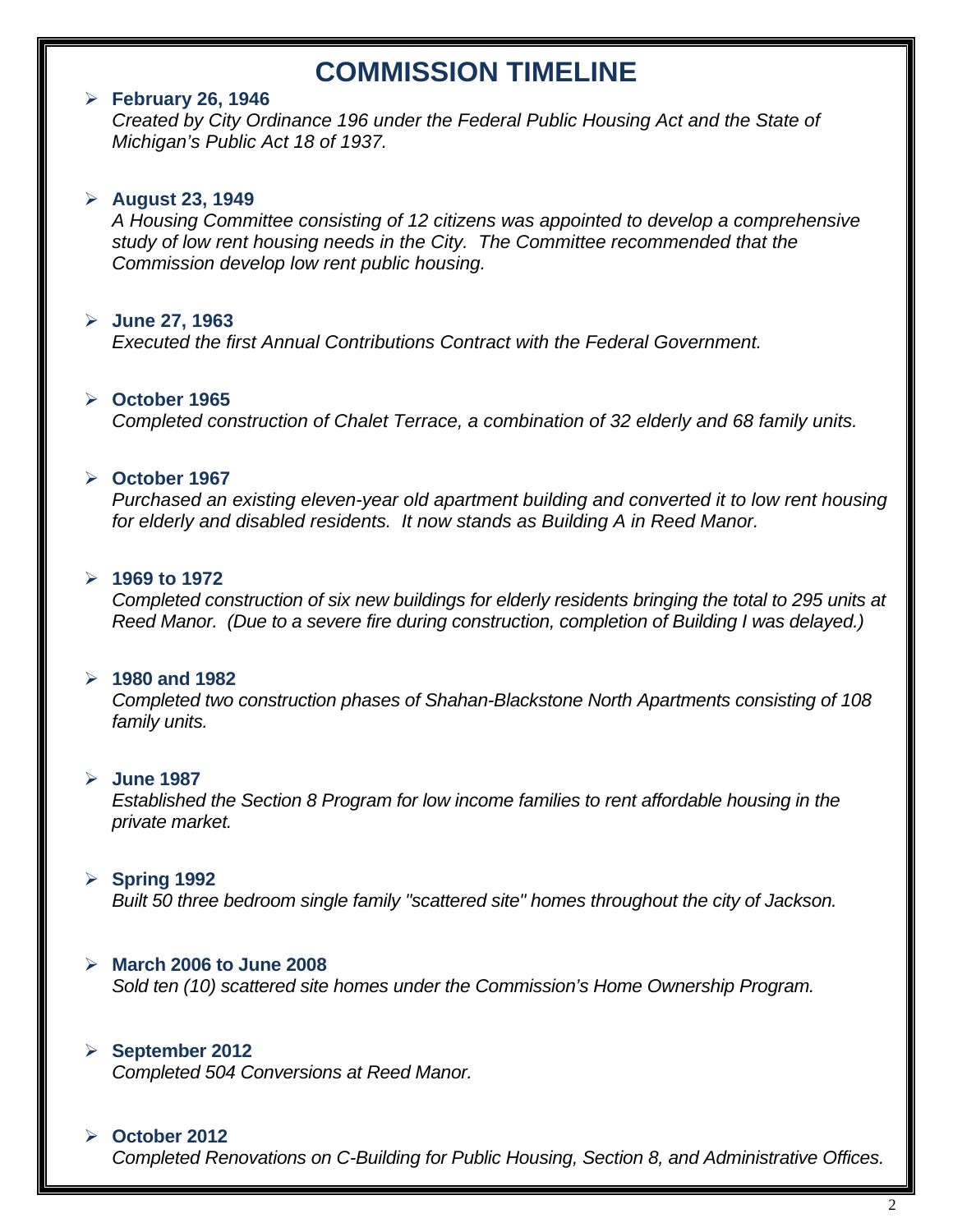# COMMISSION TIMELINE

- **February 26, 1946**
  *Created by City Ordinance 196 under the Federal Public Housing Act and the State of Michigan's Public Act 18 of 1937.*

- **August 23, 1949**
  *A Housing Committee consisting of 12 citizens was appointed to develop a comprehensive study of low rent housing needs in the City. The Committee recommended that the Commission develop low rent public housing.*

- **June 27, 1963**
  *Executed the first Annual Contributions Contract with the Federal Government.*

- **October 1965**
  *Completed construction of Chalet Terrace, a combination of 32 elderly and 68 family units.*

- **October 1967**
  *Purchased an existing eleven-year old apartment building and converted it to low rent housing for elderly and disabled residents. It now stands as Building A in Reed Manor.*

- **1969 to 1972**
  *Completed construction of six new buildings for elderly residents bringing the total to 295 units at Reed Manor. (Due to a severe fire during construction, completion of Building I was delayed.)*

- **1980 and 1982**
  *Completed two construction phases of Shahan-Blackstone North Apartments consisting of 108 family units.*

- **June 1987**
  *Established the Section 8 Program for low income families to rent affordable housing in the private market.*

- **Spring 1992**
  *Built 50 three bedroom single family "scattered site" homes throughout the city of Jackson.*

- **March 2006 to June 2008**
  *Sold ten (10) scattered site homes under the Commission's Home Ownership Program.*

- **September 2012**
  *Completed 504 Conversions at Reed Manor.*

- **October 2012**
  *Completed Renovations on C-Building for Public Housing, Section 8, and Administrative Offices.*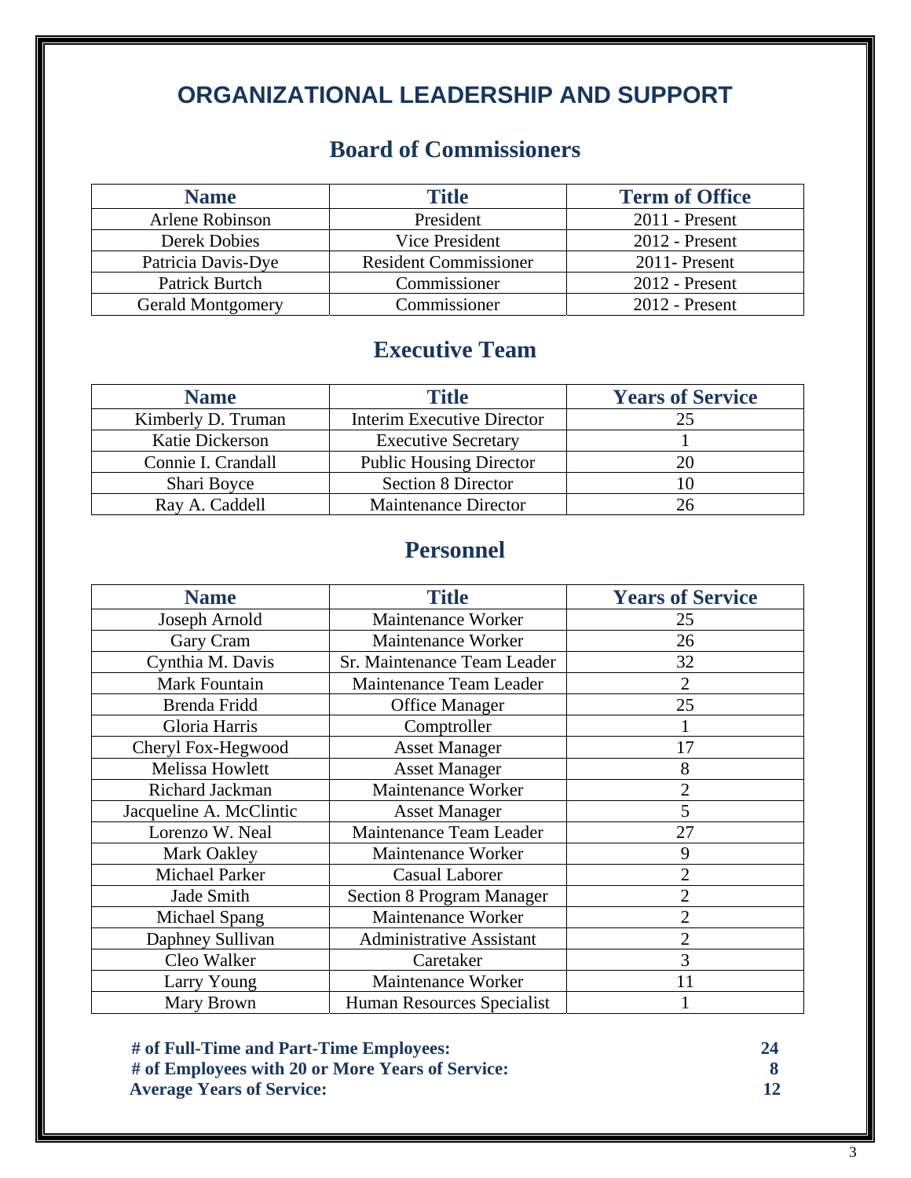# ORGANIZATIONAL LEADERSHIP AND SUPPORT

## Board of Commissioners

| Name | Title | Term of Office |
|---|---|---|
| Arlene Robinson | President | 2011 - Present |
| Derek Dobies | Vice President | 2012 - Present |
| Patricia Davis-Dye | Resident Commissioner | 2011- Present |
| Patrick Burtch | Commissioner | 2012 - Present |
| Gerald Montgomery | Commissioner | 2012 - Present |

## Executive Team

| Name | Title | Years of Service |
|---|---|---|
| Kimberly D. Truman | Interim Executive Director | 25 |
| Katie Dickerson | Executive Secretary | 1 |
| Connie I. Crandall | Public Housing Director | 20 |
| Shari Boyce | Section 8 Director | 10 |
| Ray A. Caddell | Maintenance Director | 26 |

## Personnel

| Name | Title | Years of Service |
|---|---|---|
| Joseph Arnold | Maintenance Worker | 25 |
| Gary Cram | Maintenance Worker | 26 |
| Cynthia M. Davis | Sr. Maintenance Team Leader | 32 |
| Mark Fountain | Maintenance Team Leader | 2 |
| Brenda Fridd | Office Manager | 25 |
| Gloria Harris | Comptroller | 1 |
| Cheryl Fox-Hegwood | Asset Manager | 17 |
| Melissa Howlett | Asset Manager | 8 |
| Richard Jackman | Maintenance Worker | 2 |
| Jacqueline A. McClintic | Asset Manager | 5 |
| Lorenzo W. Neal | Maintenance Team Leader | 27 |
| Mark Oakley | Maintenance Worker | 9 |
| Michael Parker | Casual Laborer | 2 |
| Jade Smith | Section 8 Program Manager | 2 |
| Michael Spang | Maintenance Worker | 2 |
| Daphney Sullivan | Administrative Assistant | 2 |
| Cleo Walker | Caretaker | 3 |
| Larry Young | Maintenance Worker | 11 |
| Mary Brown | Human Resources Specialist | 1 |

| | |
|---|---|
| **# of Full-Time and Part-Time Employees:** | **24** |
| **# of Employees with 20 or More Years of Service:** | **8** |
| **Average Years of Service:** | **12** |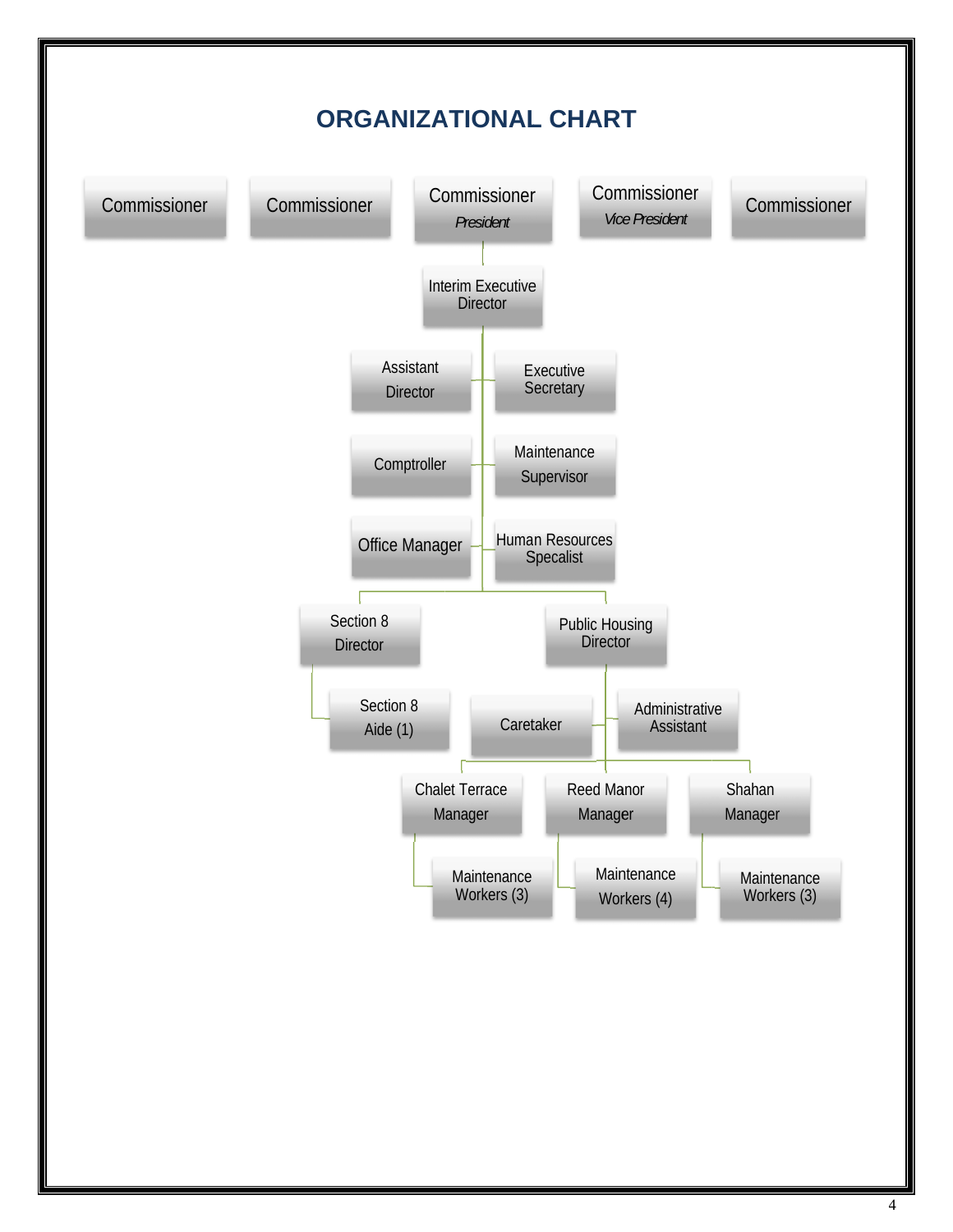# ORGANIZATIONAL CHART

- Commissioner
- Commissioner
- Commissioner *President*
- Commissioner *Vice President*
- Commissioner

- Interim Executive Director
  - Assistant Director
  - Executive Secretary
  - Comptroller
  - Maintenance Supervisor
  - Office Manager
  - Human Resources Specalist
  - Section 8 Director
    - Section 8 Aide (1)
  - Public Housing Director
    - Caretaker
    - Administrative Assistant
    - Chalet Terrace Manager
      - Maintenance Workers (3)
    - Reed Manor Manager
      - Maintenance Workers (4)
    - Shahan Manager
      - Maintenance Workers (3)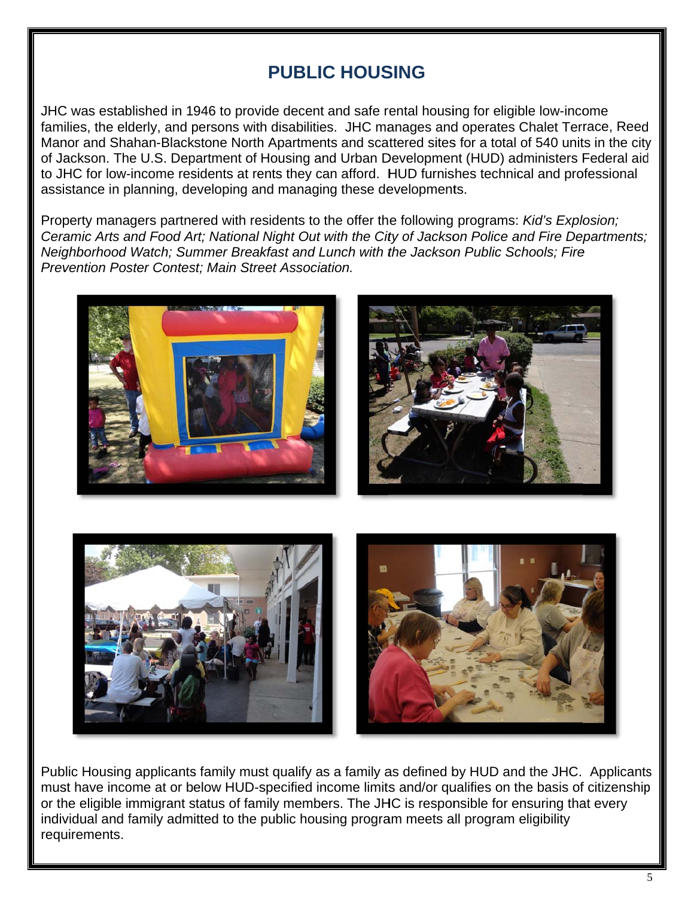# PUBLIC HOUSING

JHC was established in 1946 to provide decent and safe rental housing for eligible low-income families, the elderly, and persons with disabilities. JHC manages and operates Chalet Terrace, Reed Manor and Shahan-Blackstone North Apartments and scattered sites for a total of 540 units in the city of Jackson. The U.S. Department of Housing and Urban Development (HUD) administers Federal aid to JHC for low-income residents at rents they can afford. HUD furnishes technical and professional assistance in planning, developing and managing these developments.

Property managers partnered with residents to the offer the following programs: *Kid's Explosion; Ceramic Arts and Food Art; National Night Out with the City of Jackson Police and Fire Departments; Neighborhood Watch; Summer Breakfast and Lunch with the Jackson Public Schools; Fire Prevention Poster Contest; Main Street Association.*

Public Housing applicants family must qualify as a family as defined by HUD and the JHC. Applicants must have income at or below HUD-specified income limits and/or qualifies on the basis of citizenship or the eligible immigrant status of family members. The JHC is responsible for ensuring that every individual and family admitted to the public housing program meets all program eligibility requirements.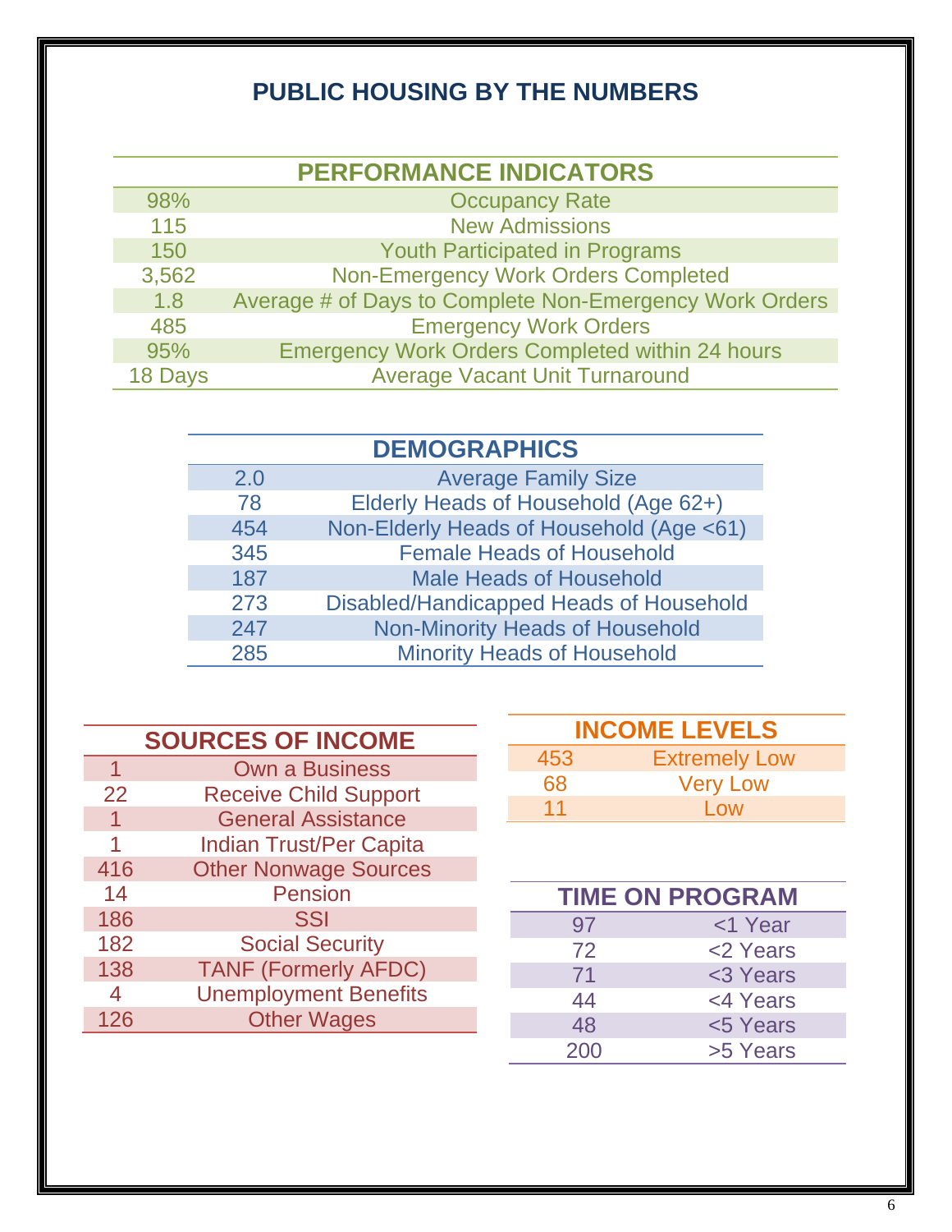# PUBLIC HOUSING BY THE NUMBERS

| PERFORMANCE INDICATORS | |
|---|---|
| 98% | Occupancy Rate |
| 115 | New Admissions |
| 150 | Youth Participated in Programs |
| 3,562 | Non-Emergency Work Orders Completed |
| 1.8 | Average # of Days to Complete Non-Emergency Work Orders |
| 485 | Emergency Work Orders |
| 95% | Emergency Work Orders Completed within 24 hours |
| 18 Days | Average Vacant Unit Turnaround |

| DEMOGRAPHICS | |
|---|---|
| 2.0 | Average Family Size |
| 78 | Elderly Heads of Household (Age 62+) |
| 454 | Non-Elderly Heads of Household (Age <61) |
| 345 | Female Heads of Household |
| 187 | Male Heads of Household |
| 273 | Disabled/Handicapped Heads of Household |
| 247 | Non-Minority Heads of Household |
| 285 | Minority Heads of Household |

| SOURCES OF INCOME | |
|---|---|
| 1 | Own a Business |
| 22 | Receive Child Support |
| 1 | General Assistance |
| 1 | Indian Trust/Per Capita |
| 416 | Other Nonwage Sources |
| 14 | Pension |
| 186 | SSI |
| 182 | Social Security |
| 138 | TANF (Formerly AFDC) |
| 4 | Unemployment Benefits |
| 126 | Other Wages |

| INCOME LEVELS | |
|---|---|
| 453 | Extremely Low |
| 68 | Very Low |
| 11 | Low |

| TIME ON PROGRAM | |
|---|---|
| 97 | <1 Year |
| 72 | <2 Years |
| 71 | <3 Years |
| 44 | <4 Years |
| 48 | <5 Years |
| 200 | >5 Years |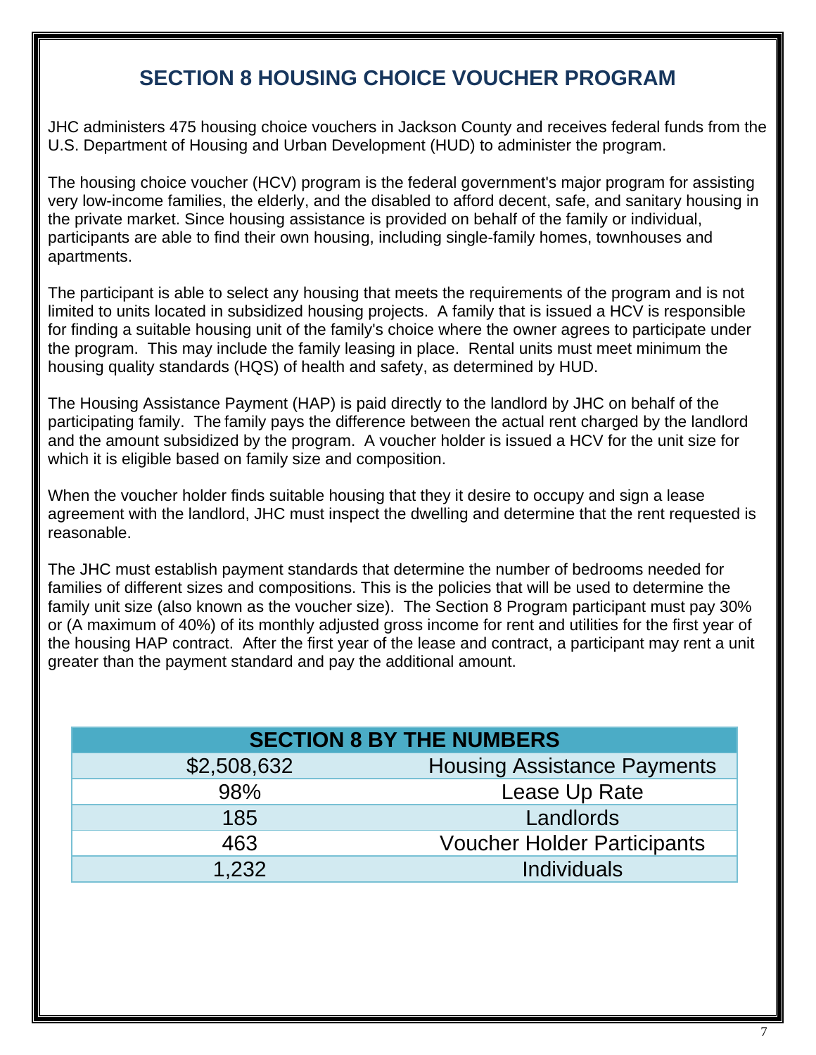# SECTION 8 HOUSING CHOICE VOUCHER PROGRAM

JHC administers 475 housing choice vouchers in Jackson County and receives federal funds from the U.S. Department of Housing and Urban Development (HUD) to administer the program.

The housing choice voucher (HCV) program is the federal government's major program for assisting very low-income families, the elderly, and the disabled to afford decent, safe, and sanitary housing in the private market. Since housing assistance is provided on behalf of the family or individual, participants are able to find their own housing, including single-family homes, townhouses and apartments.

The participant is able to select any housing that meets the requirements of the program and is not limited to units located in subsidized housing projects. A family that is issued a HCV is responsible for finding a suitable housing unit of the family's choice where the owner agrees to participate under the program. This may include the family leasing in place. Rental units must meet minimum the housing quality standards (HQS) of health and safety, as determined by HUD.

The Housing Assistance Payment (HAP) is paid directly to the landlord by JHC on behalf of the participating family. The family pays the difference between the actual rent charged by the landlord and the amount subsidized by the program. A voucher holder is issued a HCV for the unit size for which it is eligible based on family size and composition.

When the voucher holder finds suitable housing that they it desire to occupy and sign a lease agreement with the landlord, JHC must inspect the dwelling and determine that the rent requested is reasonable.

The JHC must establish payment standards that determine the number of bedrooms needed for families of different sizes and compositions. This is the policies that will be used to determine the family unit size (also known as the voucher size). The Section 8 Program participant must pay 30% or (A maximum of 40%) of its monthly adjusted gross income for rent and utilities for the first year of the housing HAP contract. After the first year of the lease and contract, a participant may rent a unit greater than the payment standard and pay the additional amount.

| SECTION 8 BY THE NUMBERS | |
|---|---|
| $2,508,632 | Housing Assistance Payments |
| 98% | Lease Up Rate |
| 185 | Landlords |
| 463 | Voucher Holder Participants |
| 1,232 | Individuals |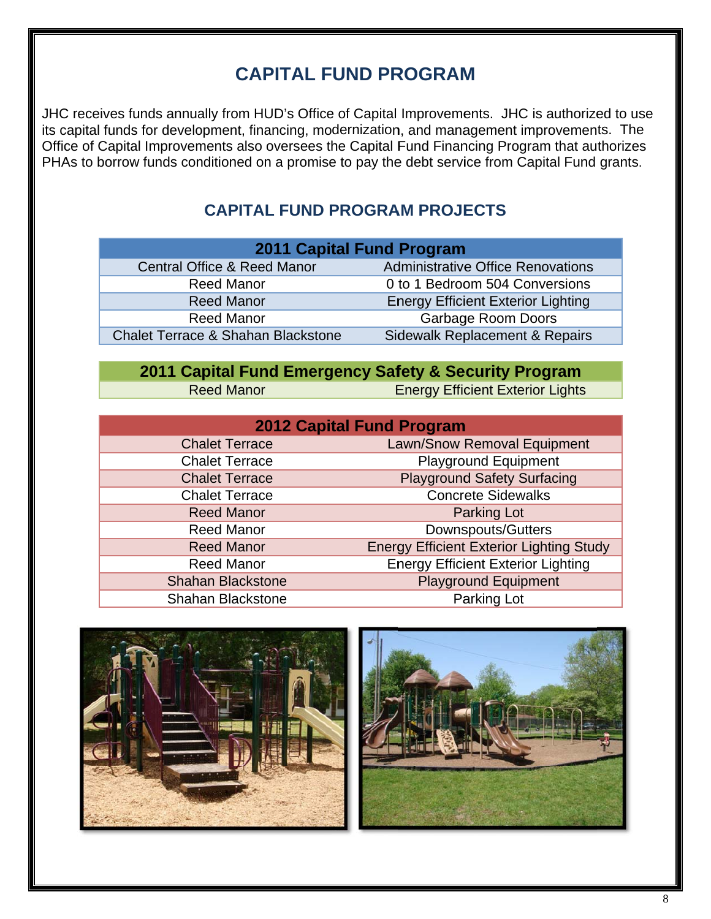# CAPITAL FUND PROGRAM

JHC receives funds annually from HUD's Office of Capital Improvements. JHC is authorized to use its capital funds for development, financing, modernization, and management improvements. The Office of Capital Improvements also oversees the Capital Fund Financing Program that authorizes PHAs to borrow funds conditioned on a promise to pay the debt service from Capital Fund grants.

## CAPITAL FUND PROGRAM PROJECTS

| 2011 Capital Fund Program | |
|---|---|
| Central Office & Reed Manor | Administrative Office Renovations |
| Reed Manor | 0 to 1 Bedroom 504 Conversions |
| Reed Manor | Energy Efficient Exterior Lighting |
| Reed Manor | Garbage Room Doors |
| Chalet Terrace & Shahan Blackstone | Sidewalk Replacement & Repairs |

| 2011 Capital Fund Emergency Safety & Security Program | |
|---|---|
| Reed Manor | Energy Efficient Exterior Lights |

| 2012 Capital Fund Program | |
|---|---|
| Chalet Terrace | Lawn/Snow Removal Equipment |
| Chalet Terrace | Playground Equipment |
| Chalet Terrace | Playground Safety Surfacing |
| Chalet Terrace | Concrete Sidewalks |
| Reed Manor | Parking Lot |
| Reed Manor | Downspouts/Gutters |
| Reed Manor | Energy Efficient Exterior Lighting Study |
| Reed Manor | Energy Efficient Exterior Lighting |
| Shahan Blackstone | Playground Equipment |
| Shahan Blackstone | Parking Lot |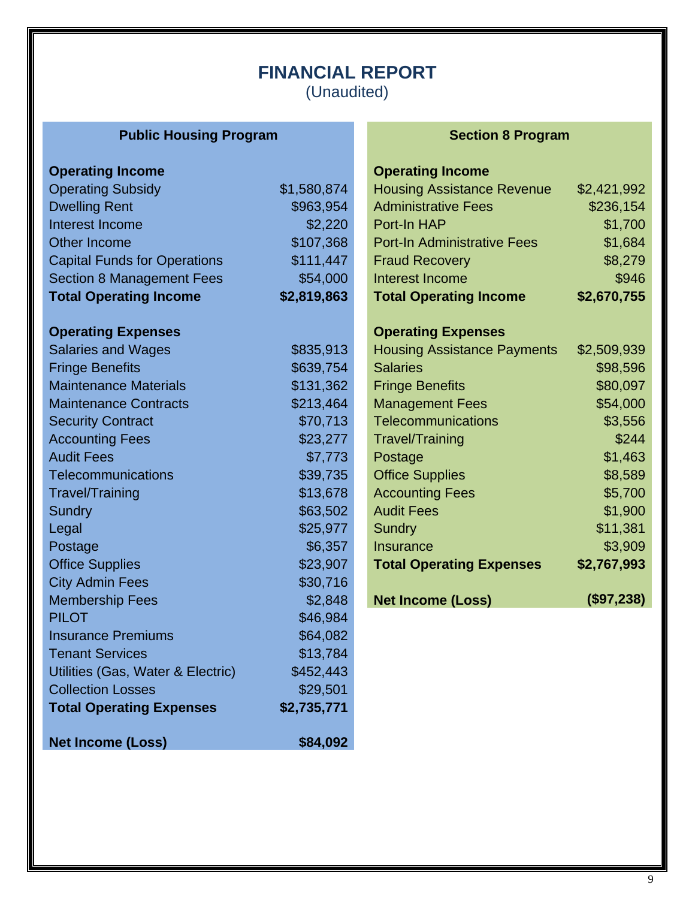# FINANCIAL REPORT

(Unaudited)

## Public Housing Program

| **Operating Income** | |
|---|---|
| Operating Subsidy | $1,580,874 |
| Dwelling Rent | $963,954 |
| Interest Income | $2,220 |
| Other Income | $107,368 |
| Capital Funds for Operations | $111,447 |
| Section 8 Management Fees | $54,000 |
| **Total Operating Income** | **$2,819,863** |
| | |
| **Operating Expenses** | |
| Salaries and Wages | $835,913 |
| Fringe Benefits | $639,754 |
| Maintenance Materials | $131,362 |
| Maintenance Contracts | $213,464 |
| Security Contract | $70,713 |
| Accounting Fees | $23,277 |
| Audit Fees | $7,773 |
| Telecommunications | $39,735 |
| Travel/Training | $13,678 |
| Sundry | $63,502 |
| Legal | $25,977 |
| Postage | $6,357 |
| Office Supplies | $23,907 |
| City Admin Fees | $30,716 |
| Membership Fees | $2,848 |
| PILOT | $46,984 |
| Insurance Premiums | $64,082 |
| Tenant Services | $13,784 |
| Utilities (Gas, Water & Electric) | $452,443 |
| Collection Losses | $29,501 |
| **Total Operating Expenses** | **$2,735,771** |
| | |
| **Net Income (Loss)** | **$84,092** |

## Section 8 Program

| **Operating Income** | |
|---|---|
| Housing Assistance Revenue | $2,421,992 |
| Administrative Fees | $236,154 |
| Port-In HAP | $1,700 |
| Port-In Administrative Fees | $1,684 |
| Fraud Recovery | $8,279 |
| Interest Income | $946 |
| **Total Operating Income** | **$2,670,755** |
| | |
| **Operating Expenses** | |
| Housing Assistance Payments | $2,509,939 |
| Salaries | $98,596 |
| Fringe Benefits | $80,097 |
| Management Fees | $54,000 |
| Telecommunications | $3,556 |
| Travel/Training | $244 |
| Postage | $1,463 |
| Office Supplies | $8,589 |
| Accounting Fees | $5,700 |
| Audit Fees | $1,900 |
| Sundry | $11,381 |
| Insurance | $3,909 |
| **Total Operating Expenses** | **$2,767,993** |
| | |
| **Net Income (Loss)** | **($97,238)** |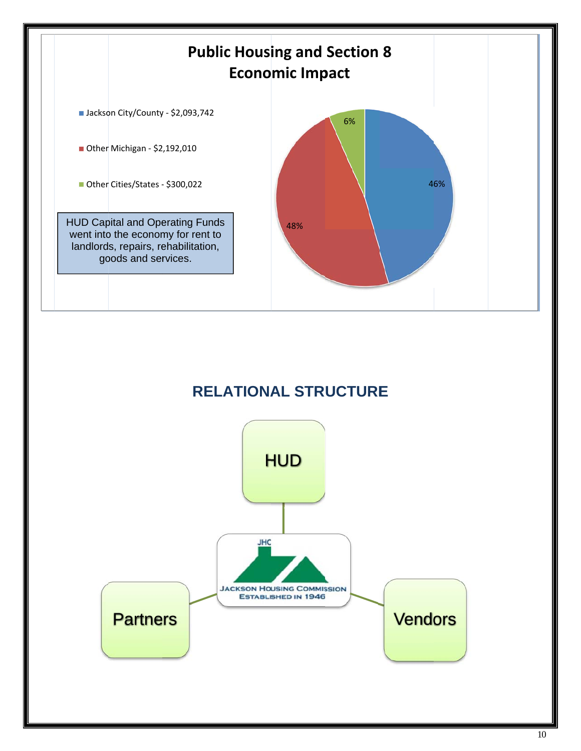## Public Housing and Section 8 Economic Impact

Jackson City/County - $2,093,742

Other Michigan - $2,192,010

Other Cities/States - $300,022

HUD Capital and Operating Funds went into the economy for rent to landlords, repairs, rehabilitation, goods and services.

6%

46%

48%

## RELATIONAL STRUCTURE

HUD

JHC

JACKSON HOUSING COMMISSION
ESTABLISHED IN 1946

Partners

Vendors